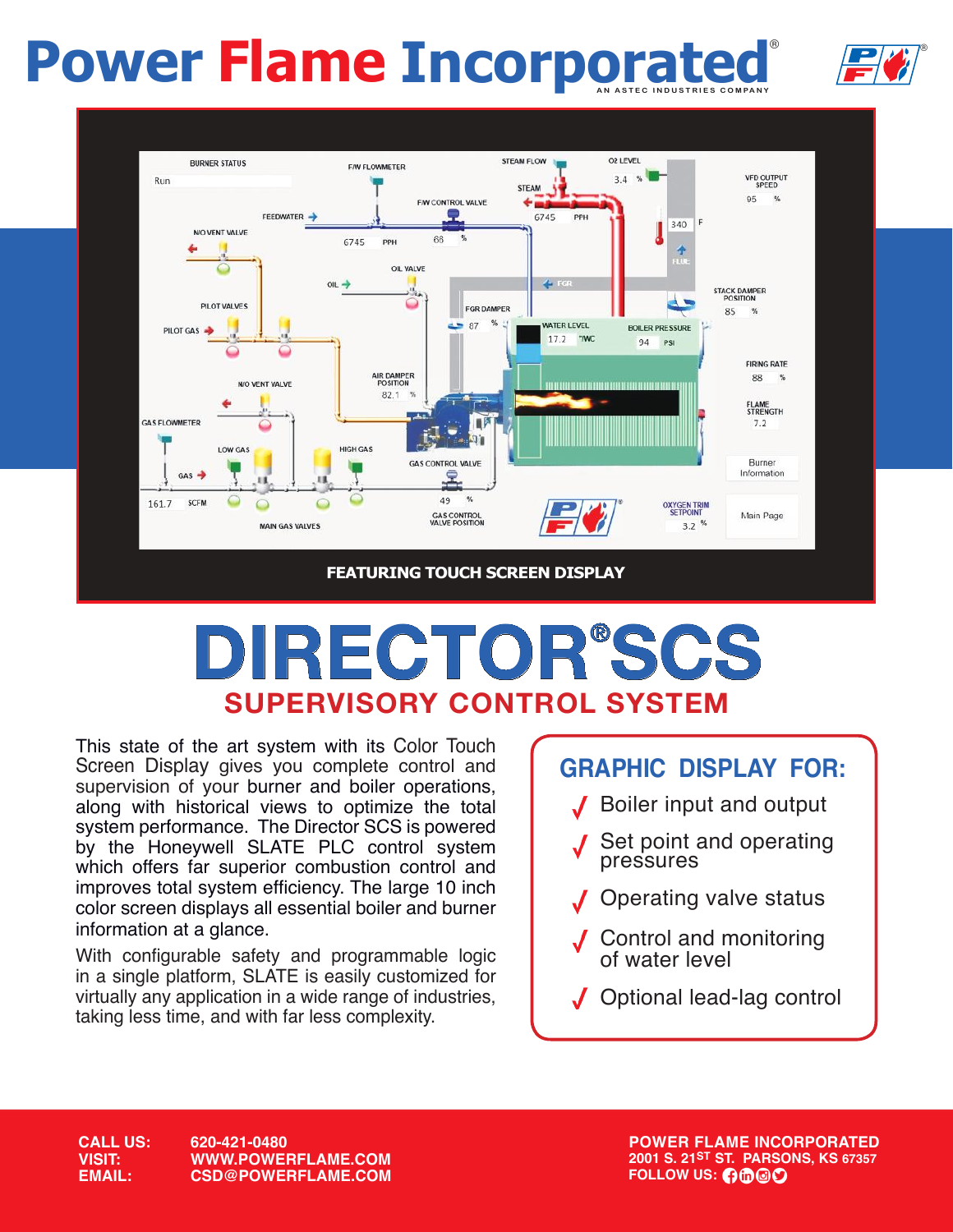# Power Flame Incorporated®

AN ASTEC INDUSTRIES COMPANY

FEATURING TOUCH SCREEN DISPLAY

# DIRECTOR® SCS

## SUPERVISORY CONTROL SYSTEM

This state of the art system with its Color Touch Screen Display gives you complete control and supervision of your burner and boiler operations, along with historical views to optimize the total system performance. The Director SCS is powered by the Honeywell SLATE PLC control system which offers far superior combustion control and improves total system efficiency. The large 10 inch color screen displays all essential boiler and burner information at a glance.

With configurable safety and programmable logic in a single platform, SLATE is easily customized for virtually any application in a wide range of industries, taking less time, and with far less complexity.

### GRAPHIC DISPLAY FOR:

- ✓ Boiler input and output
- ✓ Set point and operating pressures
- ✓ Operating valve status
- ✓ Control and monitoring of water level
- ✓ Optional lead-lag control

**CALL US:** 620-421-0480
**VISIT:** WWW.POWERFLAME.COM
**EMAIL:** CSD@POWERFLAME.COM

**POWER FLAME INCORPORATED**
2001 S. 21ST ST. PARSONS, KS 67357
FOLLOW US: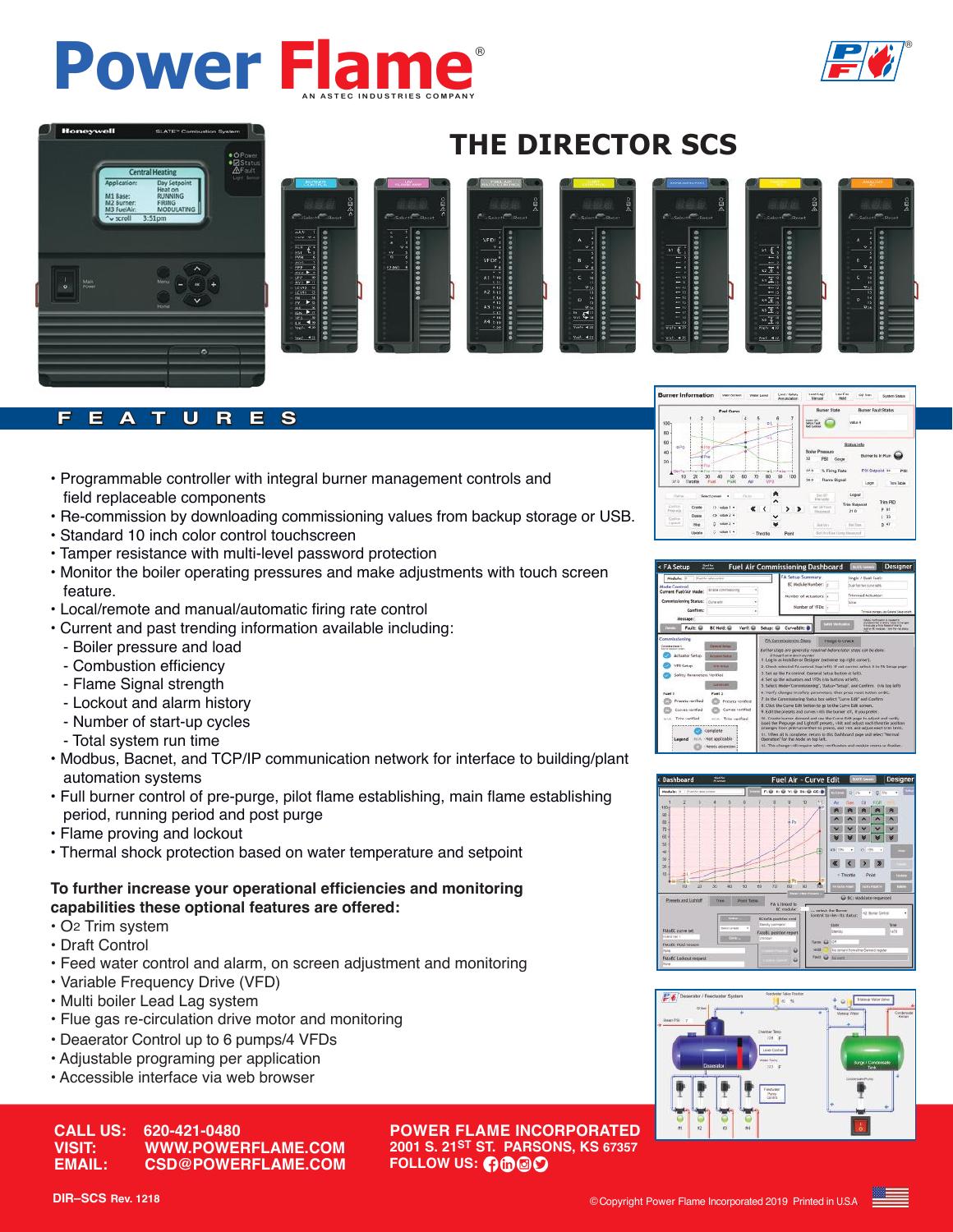# Power Flame

AN ASTEC INDUSTRIES COMPANY

# THE DIRECTOR SCS

## FEATURES

- Programmable controller with integral burner management controls and field replaceable components
- Re-commission by downloading commissioning values from backup storage or USB.
- Standard 10 inch color control touchscreen
- Tamper resistance with multi-level password protection
- Monitor the boiler operating pressures and make adjustments with touch screen feature.
- Local/remote and manual/automatic firing rate control
- Current and past trending information available including:
  - Boiler pressure and load
  - Combustion efficiency
  - Flame Signal strength
  - Lockout and alarm history
  - Number of start-up cycles
  - Total system run time
- Modbus, Bacnet, and TCP/IP communication network for interface to building/plant automation systems
- Full burner control of pre-purge, pilot flame establishing, main flame establishing period, running period and post purge
- Flame proving and lockout
- Thermal shock protection based on water temperature and setpoint

**To further increase your operational efficiencies and monitoring capabilities these optional features are offered:**

- $O_2$ Trim system
- Draft Control
- Feed water control and alarm, on screen adjustment and monitoring
- Variable Frequency Drive (VFD)
- Multi boiler Lead Lag system
- Flue gas re-circulation drive motor and monitoring
- Deaerator Control up to 6 pumps/4 VFDs
- Adjustable programing per application
- Accessible interface via web browser

**CALL US:** 620-421-0480
**VISIT:** WWW.POWERFLAME.COM
**EMAIL:** CSD@POWERFLAME.COM

**POWER FLAME INCORPORATED**
**2001 S. 21ST ST. PARSONS, KS 67357**
**FOLLOW US:**

DIR–SCS Rev. 1218

©Copyright Power Flame Incorporated 2019 Printed in USA